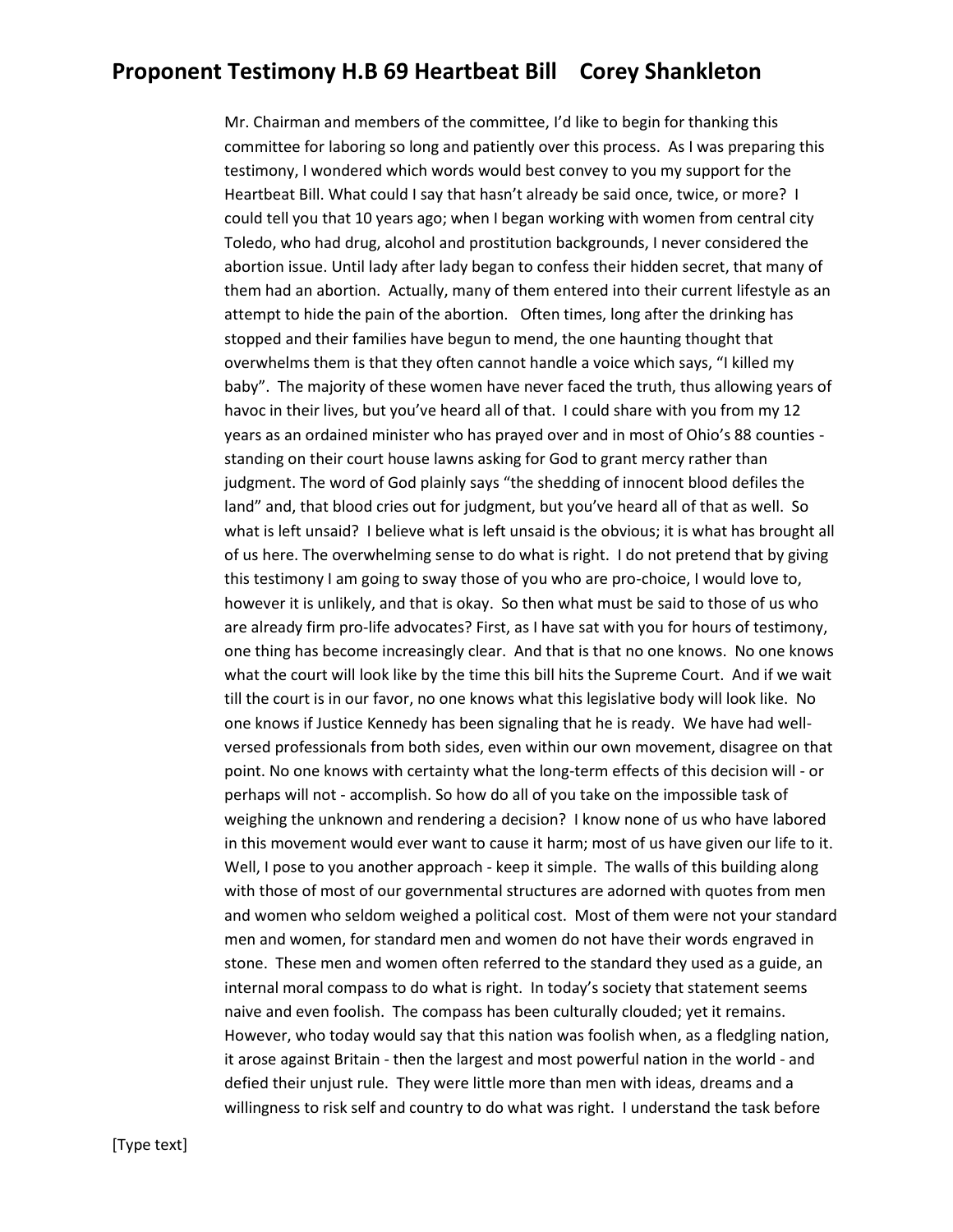# Proponent Testimony H.B 69 Heartbeat Bill Corey Shankleton

Mr. Chairman and members of the committee, I'd like to begin for thanking this committee for laboring so long and patiently over this process. As I was preparing this testimony, I wondered which words would best convey to you my support for the Heartbeat Bill. What could I say that hasn't already be said once, twice, or more? I could tell you that 10 years ago; when I began working with women from central city Toledo, who had drug, alcohol and prostitution backgrounds, I never considered the abortion issue. Until lady after lady began to confess their hidden secret, that many of them had an abortion. Actually, many of them entered into their current lifestyle as an attempt to hide the pain of the abortion. Often times, long after the drinking has stopped and their families have begun to mend, the one haunting thought that overwhelms them is that they often cannot handle a voice which says, "I killed my baby". The majority of these women have never faced the truth, thus allowing years of havoc in their lives, but you've heard all of that. I could share with you from my 12 years as an ordained minister who has prayed over and in most of Ohio's 88 counties - standing on their court house lawns asking for God to grant mercy rather than judgment. The word of God plainly says "the shedding of innocent blood defiles the land" and, that blood cries out for judgment, but you've heard all of that as well. So what is left unsaid? I believe what is left unsaid is the obvious; it is what has brought all of us here. The overwhelming sense to do what is right. I do not pretend that by giving this testimony I am going to sway those of you who are pro-choice, I would love to, however it is unlikely, and that is okay. So then what must be said to those of us who are already firm pro-life advocates? First, as I have sat with you for hours of testimony, one thing has become increasingly clear. And that is that no one knows. No one knows what the court will look like by the time this bill hits the Supreme Court. And if we wait till the court is in our favor, no one knows what this legislative body will look like. No one knows if Justice Kennedy has been signaling that he is ready. We have had well-versed professionals from both sides, even within our own movement, disagree on that point. No one knows with certainty what the long-term effects of this decision will - or perhaps will not - accomplish. So how do all of you take on the impossible task of weighing the unknown and rendering a decision? I know none of us who have labored in this movement would ever want to cause it harm; most of us have given our life to it. Well, I pose to you another approach - keep it simple. The walls of this building along with those of most of our governmental structures are adorned with quotes from men and women who seldom weighed a political cost. Most of them were not your standard men and women, for standard men and women do not have their words engraved in stone. These men and women often referred to the standard they used as a guide, an internal moral compass to do what is right. In today's society that statement seems naive and even foolish. The compass has been culturally clouded; yet it remains. However, who today would say that this nation was foolish when, as a fledgling nation, it arose against Britain - then the largest and most powerful nation in the world - and defied their unjust rule. They were little more than men with ideas, dreams and a willingness to risk self and country to do what was right. I understand the task before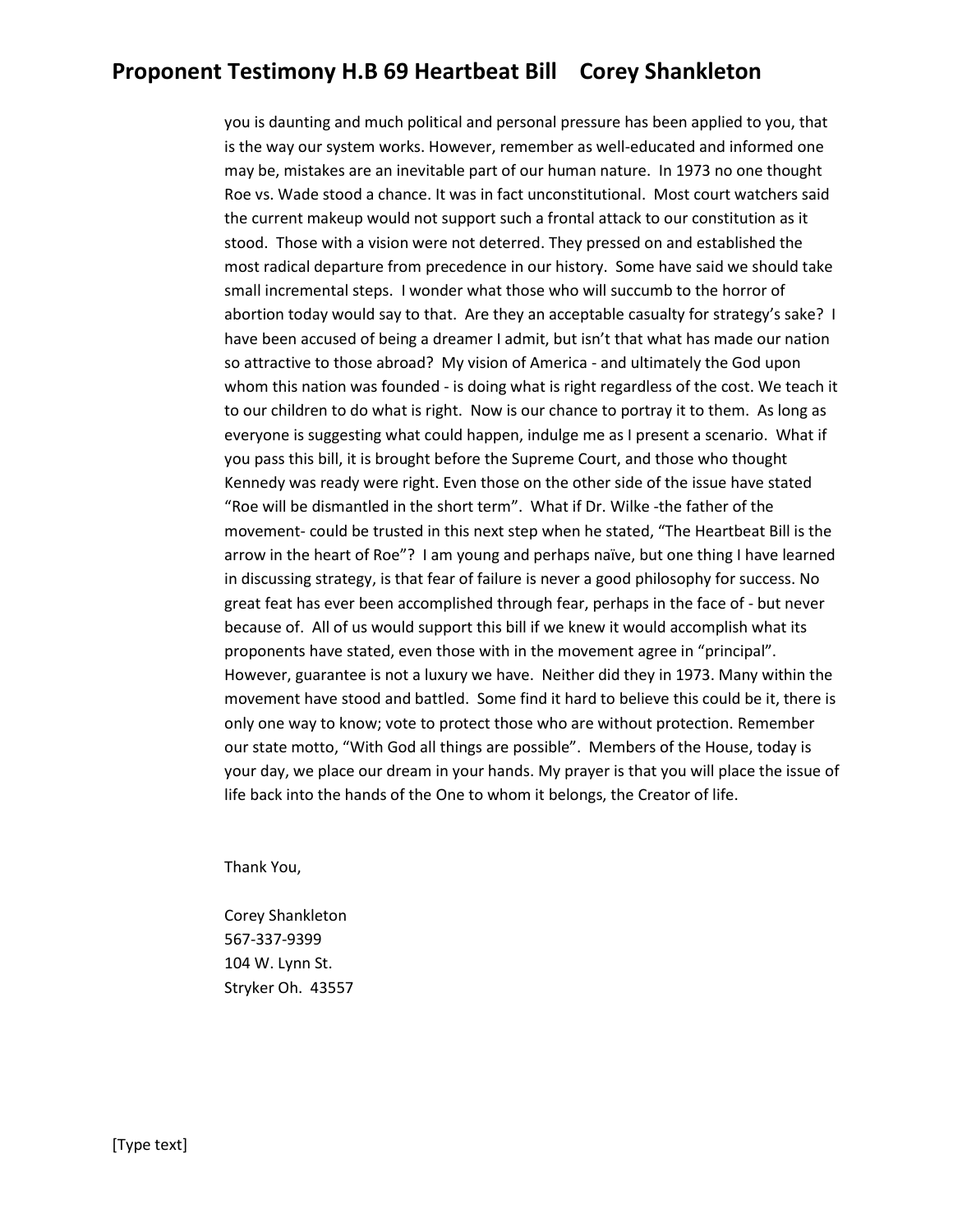you is daunting and much political and personal pressure has been applied to you, that is the way our system works. However, remember as well-educated and informed one may be, mistakes are an inevitable part of our human nature. In 1973 no one thought Roe vs. Wade stood a chance. It was in fact unconstitutional. Most court watchers said the current makeup would not support such a frontal attack to our constitution as it stood. Those with a vision were not deterred. They pressed on and established the most radical departure from precedence in our history. Some have said we should take small incremental steps. I wonder what those who will succumb to the horror of abortion today would say to that. Are they an acceptable casualty for strategy's sake? I have been accused of being a dreamer I admit, but isn't that what has made our nation so attractive to those abroad? My vision of America - and ultimately the God upon whom this nation was founded - is doing what is right regardless of the cost. We teach it to our children to do what is right. Now is our chance to portray it to them. As long as everyone is suggesting what could happen, indulge me as I present a scenario. What if you pass this bill, it is brought before the Supreme Court, and those who thought Kennedy was ready were right. Even those on the other side of the issue have stated "Roe will be dismantled in the short term". What if Dr. Wilke -the father of the movement- could be trusted in this next step when he stated, "The Heartbeat Bill is the arrow in the heart of Roe"? I am young and perhaps naïve, but one thing I have learned in discussing strategy, is that fear of failure is never a good philosophy for success. No great feat has ever been accomplished through fear, perhaps in the face of - but never because of. All of us would support this bill if we knew it would accomplish what its proponents have stated, even those with in the movement agree in "principal". However, guarantee is not a luxury we have. Neither did they in 1973. Many within the movement have stood and battled. Some find it hard to believe this could be it, there is only one way to know; vote to protect those who are without protection. Remember our state motto, "With God all things are possible". Members of the House, today is your day, we place our dream in your hands. My prayer is that you will place the issue of life back into the hands of the One to whom it belongs, the Creator of life.

Thank You,

Corey Shankleton
567-337-9399
104 W. Lynn St.
Stryker Oh. 43557